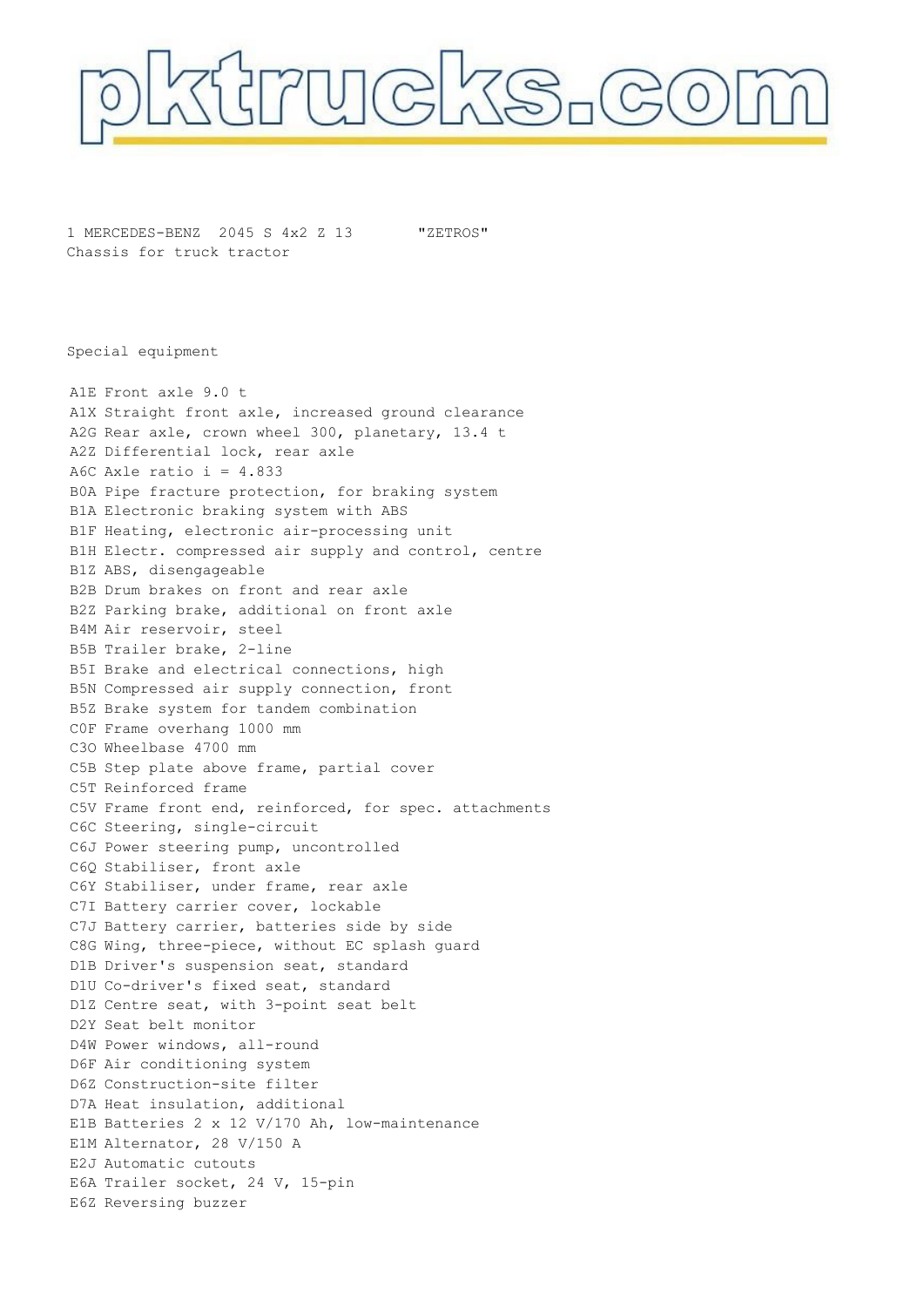pktrucks.com

1 MERCEDES-BENZ 2045 S 4x2 Z 13 "ZETROS"
Chassis for truck tractor

Special equipment

A1E Front axle 9.0 t
A1X Straight front axle, increased ground clearance
A2G Rear axle, crown wheel 300, planetary, 13.4 t
A2Z Differential lock, rear axle
A6C Axle ratio i = 4.833
B0A Pipe fracture protection, for braking system
B1A Electronic braking system with ABS
B1F Heating, electronic air-processing unit
B1H Electr. compressed air supply and control, centre
B1Z ABS, disengageable
B2B Drum brakes on front and rear axle
B2Z Parking brake, additional on front axle
B4M Air reservoir, steel
B5B Trailer brake, 2-line
B5I Brake and electrical connections, high
B5N Compressed air supply connection, front
B5Z Brake system for tandem combination
C0F Frame overhang 1000 mm
C3O Wheelbase 4700 mm
C5B Step plate above frame, partial cover
C5T Reinforced frame
C5V Frame front end, reinforced, for spec. attachments
C6C Steering, single-circuit
C6J Power steering pump, uncontrolled
C6Q Stabiliser, front axle
C6Y Stabiliser, under frame, rear axle
C7I Battery carrier cover, lockable
C7J Battery carrier, batteries side by side
C8G Wing, three-piece, without EC splash guard
D1B Driver's suspension seat, standard
D1U Co-driver's fixed seat, standard
D1Z Centre seat, with 3-point seat belt
D2Y Seat belt monitor
D4W Power windows, all-round
D6F Air conditioning system
D6Z Construction-site filter
D7A Heat insulation, additional
E1B Batteries 2 x 12 V/170 Ah, low-maintenance
E1M Alternator, 28 V/150 A
E2J Automatic cutouts
E6A Trailer socket, 24 V, 15-pin
E6Z Reversing buzzer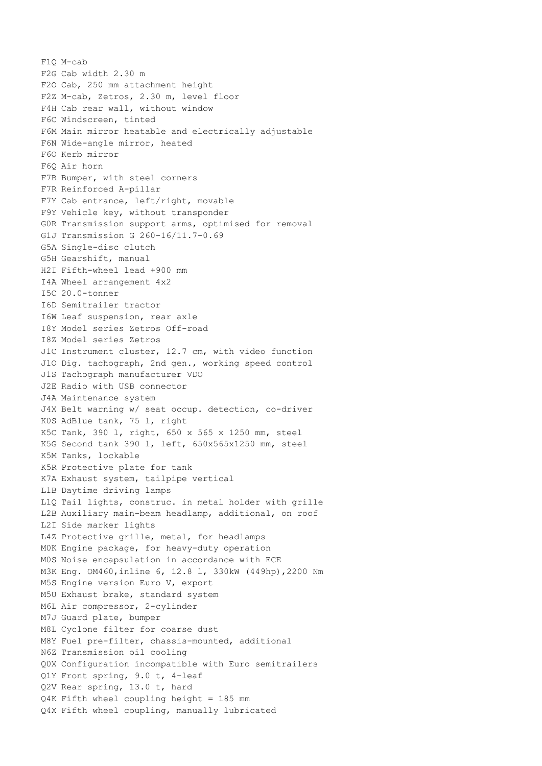F1Q M-cab
F2G Cab width 2.30 m
F2O Cab, 250 mm attachment height
F2Z M-cab, Zetros, 2.30 m, level floor
F4H Cab rear wall, without window
F6C Windscreen, tinted
F6M Main mirror heatable and electrically adjustable
F6N Wide-angle mirror, heated
F6O Kerb mirror
F6Q Air horn
F7B Bumper, with steel corners
F7R Reinforced A-pillar
F7Y Cab entrance, left/right, movable
F9Y Vehicle key, without transponder
G0R Transmission support arms, optimised for removal
G1J Transmission G 260-16/11.7-0.69
G5A Single-disc clutch
G5H Gearshift, manual
H2I Fifth-wheel lead +900 mm
I4A Wheel arrangement 4x2
I5C 20.0-tonner
I6D Semitrailer tractor
I6W Leaf suspension, rear axle
I8Y Model series Zetros Off-road
I8Z Model series Zetros
J1C Instrument cluster, 12.7 cm, with video function
J1O Dig. tachograph, 2nd gen., working speed control
J1S Tachograph manufacturer VDO
J2E Radio with USB connector
J4A Maintenance system
J4X Belt warning w/ seat occup. detection, co-driver
K0S AdBlue tank, 75 l, right
K5C Tank, 390 l, right, 650 x 565 x 1250 mm, steel
K5G Second tank 390 l, left, 650x565x1250 mm, steel
K5M Tanks, lockable
K5R Protective plate for tank
K7A Exhaust system, tailpipe vertical
L1B Daytime driving lamps
L1Q Tail lights, construc. in metal holder with grille
L2B Auxiliary main-beam headlamp, additional, on roof
L2I Side marker lights
L4Z Protective grille, metal, for headlamps
M0K Engine package, for heavy-duty operation
M0S Noise encapsulation in accordance with ECE
M3K Eng. OM460,inline 6, 12.8 l, 330kW (449hp),2200 Nm
M5S Engine version Euro V, export
M5U Exhaust brake, standard system
M6L Air compressor, 2-cylinder
M7J Guard plate, bumper
M8L Cyclone filter for coarse dust
M8Y Fuel pre-filter, chassis-mounted, additional
N6Z Transmission oil cooling
Q0X Configuration incompatible with Euro semitrailers
Q1Y Front spring, 9.0 t, 4-leaf
Q2V Rear spring, 13.0 t, hard
Q4K Fifth wheel coupling height = 185 mm
Q4X Fifth wheel coupling, manually lubricated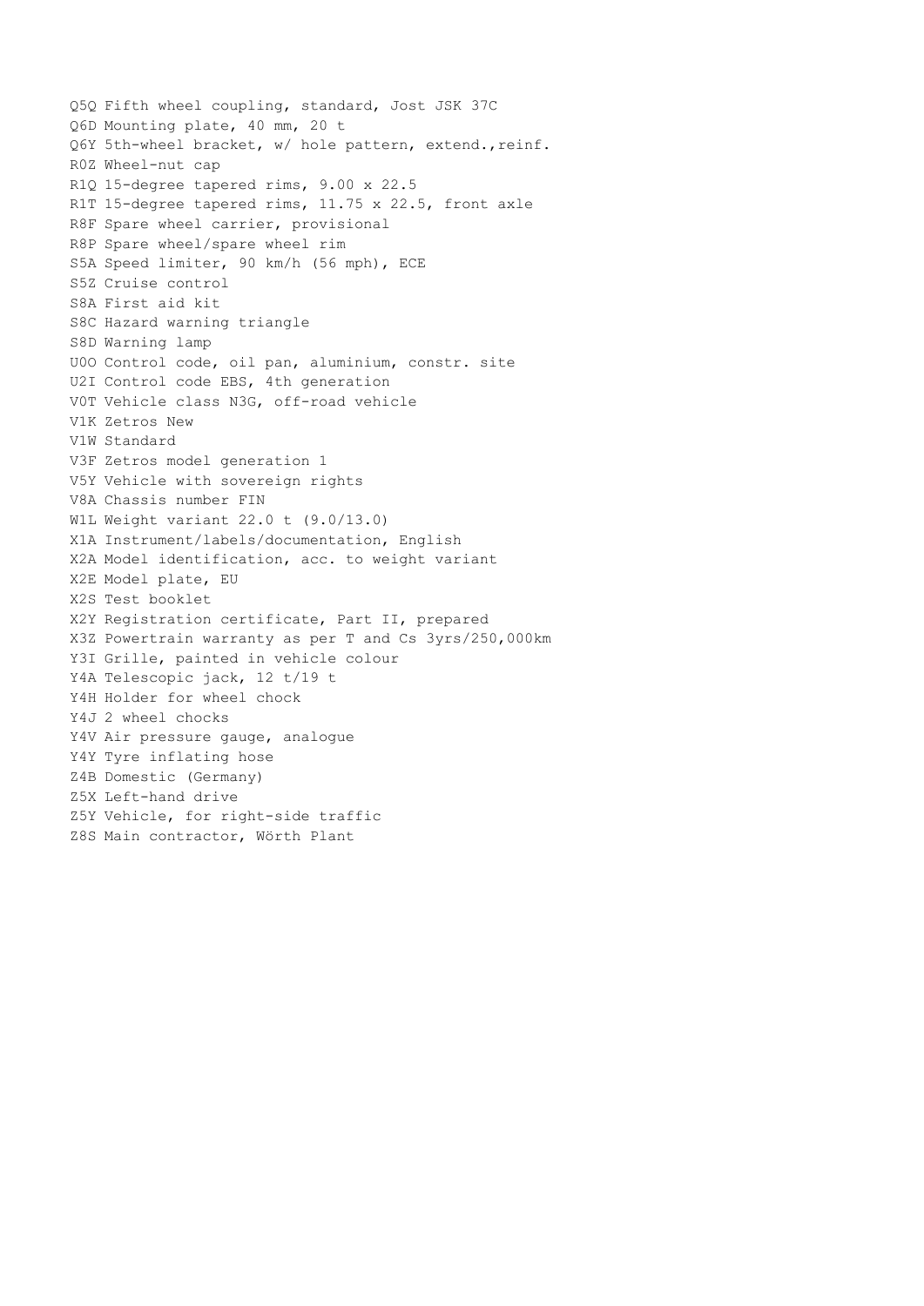Q5Q Fifth wheel coupling, standard, Jost JSK 37C
Q6D Mounting plate, 40 mm, 20 t
Q6Y 5th-wheel bracket, w/ hole pattern, extend.,reinf.
R0Z Wheel-nut cap
R1Q 15-degree tapered rims, 9.00 x 22.5
R1T 15-degree tapered rims, 11.75 x 22.5, front axle
R8F Spare wheel carrier, provisional
R8P Spare wheel/spare wheel rim
S5A Speed limiter, 90 km/h (56 mph), ECE
S5Z Cruise control
S8A First aid kit
S8C Hazard warning triangle
S8D Warning lamp
U0O Control code, oil pan, aluminium, constr. site
U2I Control code EBS, 4th generation
V0T Vehicle class N3G, off-road vehicle
V1K Zetros New
V1W Standard
V3F Zetros model generation 1
V5Y Vehicle with sovereign rights
V8A Chassis number FIN
W1L Weight variant 22.0 t (9.0/13.0)
X1A Instrument/labels/documentation, English
X2A Model identification, acc. to weight variant
X2E Model plate, EU
X2S Test booklet
X2Y Registration certificate, Part II, prepared
X3Z Powertrain warranty as per T and Cs 3yrs/250,000km
Y3I Grille, painted in vehicle colour
Y4A Telescopic jack, 12 t/19 t
Y4H Holder for wheel chock
Y4J 2 wheel chocks
Y4V Air pressure gauge, analogue
Y4Y Tyre inflating hose
Z4B Domestic (Germany)
Z5X Left-hand drive
Z5Y Vehicle, for right-side traffic
Z8S Main contractor, Wörth Plant